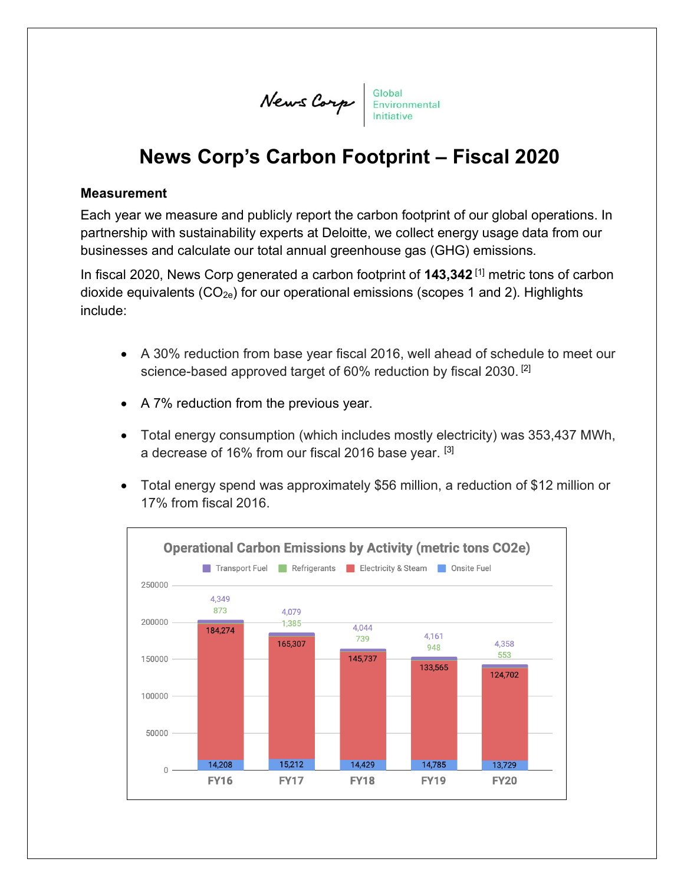News Corp | Global Environmental Initiative

# News Corp's Carbon Footprint – Fiscal 2020

### Measurement

Each year we measure and publicly report the carbon footprint of our global operations. In partnership with sustainability experts at Deloitte, we collect energy usage data from our businesses and calculate our total annual greenhouse gas (GHG) emissions.

In fiscal 2020, News Corp generated a carbon footprint of **143,342** [1] metric tons of carbon dioxide equivalents ($CO_{2e}$) for our operational emissions (scopes 1 and 2). Highlights include:

- A 30% reduction from base year fiscal 2016, well ahead of schedule to meet our science-based approved target of 60% reduction by fiscal 2030. [2]
- A 7% reduction from the previous year.
- Total energy consumption (which includes mostly electricity) was 353,437 MWh, a decrease of 16% from our fiscal 2016 base year. [3]
- Total energy spend was approximately $56 million, a reduction of $12 million or 17% from fiscal 2016.

**Operational Carbon Emissions by Activity (metric tons CO2e)**

| | FY16 | FY17 | FY18 | FY19 | FY20 |
|---|---|---|---|---|---|
| Transport Fuel | 4,349 | 4,079 | 4,044 | 4,161 | 4,358 |
| Refrigerants | 873 | 1,385 | 739 | 948 | 553 |
| Electricity & Steam | 184,274 | 165,307 | 145,737 | 133,565 | 124,702 |
| Onsite Fuel | 14,208 | 15,212 | 14,429 | 14,785 | 13,729 |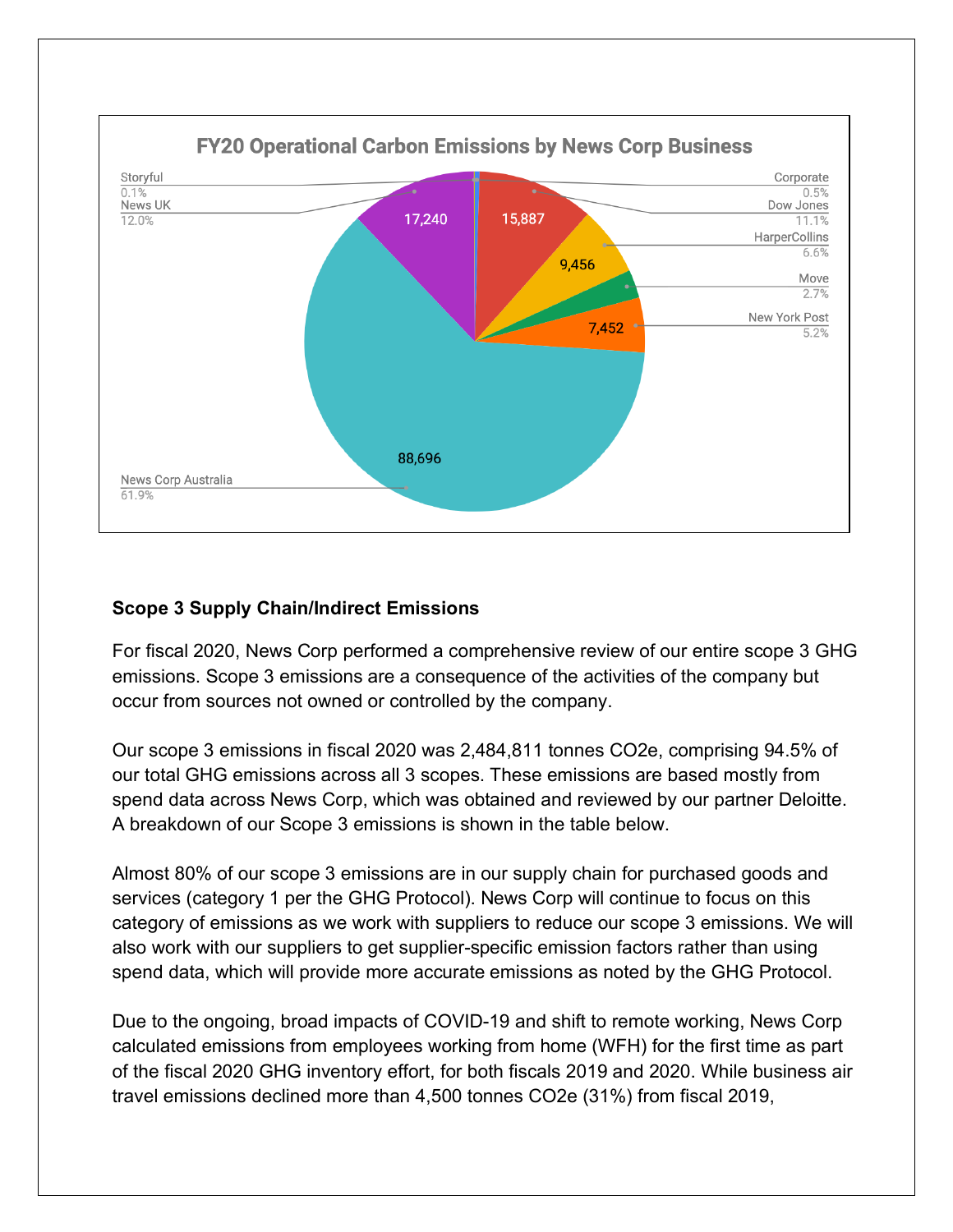**FY20 Operational Carbon Emissions by News Corp Business**

| Business | Emissions | Share |
|---|---|---|
| Storyful | | 0.1% |
| News UK | 17,240 | 12.0% |
| Corporate | | 0.5% |
| Dow Jones | 15,887 | 11.1% |
| HarperCollins | 9,456 | 6.6% |
| Move | | 2.7% |
| New York Post | 7,452 | 5.2% |
| News Corp Australia | 88,696 | 61.9% |

### Scope 3 Supply Chain/Indirect Emissions

For fiscal 2020, News Corp performed a comprehensive review of our entire scope 3 GHG emissions. Scope 3 emissions are a consequence of the activities of the company but occur from sources not owned or controlled by the company.

Our scope 3 emissions in fiscal 2020 was 2,484,811 tonnes $CO_2e$, comprising 94.5% of our total GHG emissions across all 3 scopes. These emissions are based mostly from spend data across News Corp, which was obtained and reviewed by our partner Deloitte. A breakdown of our Scope 3 emissions is shown in the table below.

Almost 80% of our scope 3 emissions are in our supply chain for purchased goods and services (category 1 per the GHG Protocol). News Corp will continue to focus on this category of emissions as we work with suppliers to reduce our scope 3 emissions. We will also work with our suppliers to get supplier-specific emission factors rather than using spend data, which will provide more accurate emissions as noted by the GHG Protocol.

Due to the ongoing, broad impacts of COVID-19 and shift to remote working, News Corp calculated emissions from employees working from home (WFH) for the first time as part of the fiscal 2020 GHG inventory effort, for both fiscals 2019 and 2020. While business air travel emissions declined more than 4,500 tonnes $CO_2e$ (31%) from fiscal 2019,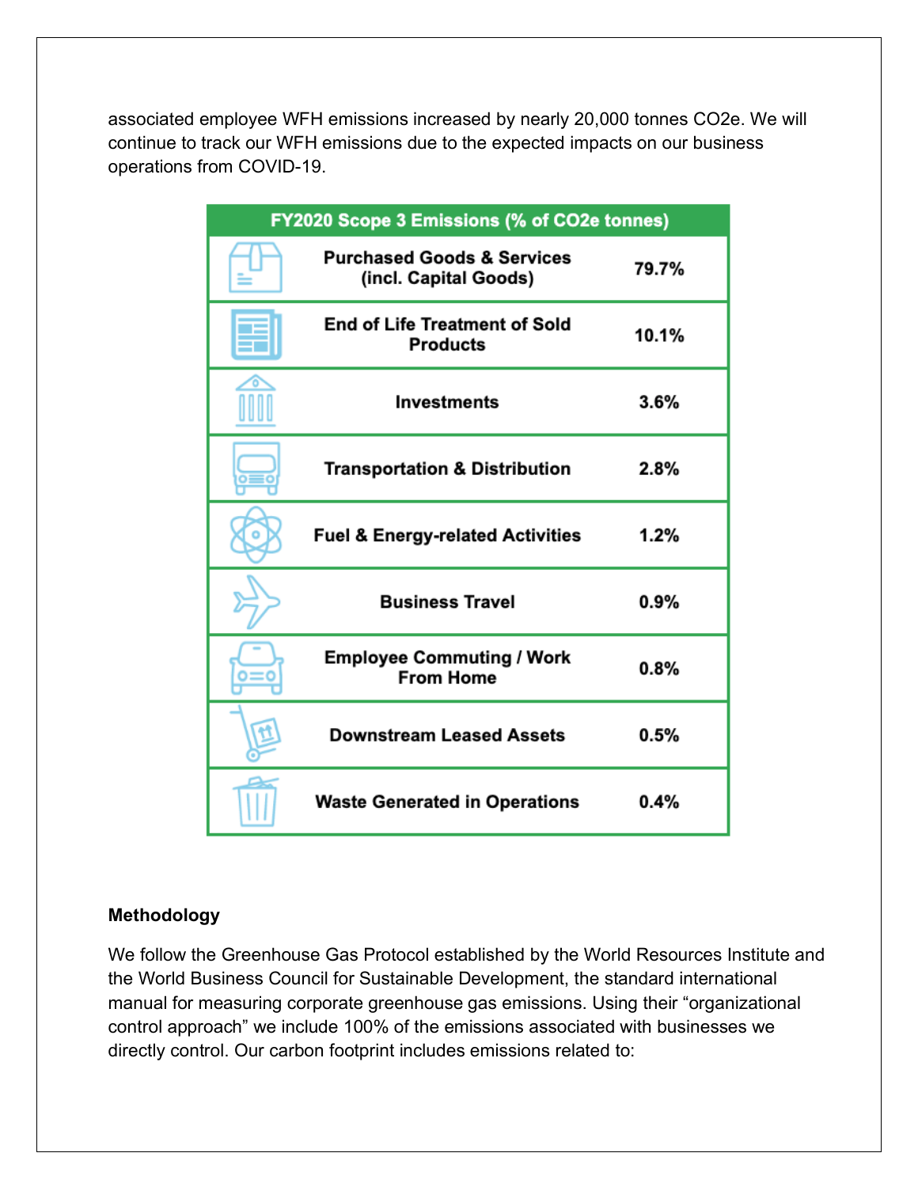associated employee WFH emissions increased by nearly 20,000 tonnes CO2e. We will continue to track our WFH emissions due to the expected impacts on our business operations from COVID-19.

| FY2020 Scope 3 Emissions (% of CO2e tonnes) | |
|---|---|
| Purchased Goods & Services (incl. Capital Goods) | 79.7% |
| End of Life Treatment of Sold Products | 10.1% |
| Investments | 3.6% |
| Transportation & Distribution | 2.8% |
| Fuel & Energy-related Activities | 1.2% |
| Business Travel | 0.9% |
| Employee Commuting / Work From Home | 0.8% |
| Downstream Leased Assets | 0.5% |
| Waste Generated in Operations | 0.4% |

**Methodology**

We follow the Greenhouse Gas Protocol established by the World Resources Institute and the World Business Council for Sustainable Development, the standard international manual for measuring corporate greenhouse gas emissions. Using their "organizational control approach" we include 100% of the emissions associated with businesses we directly control. Our carbon footprint includes emissions related to: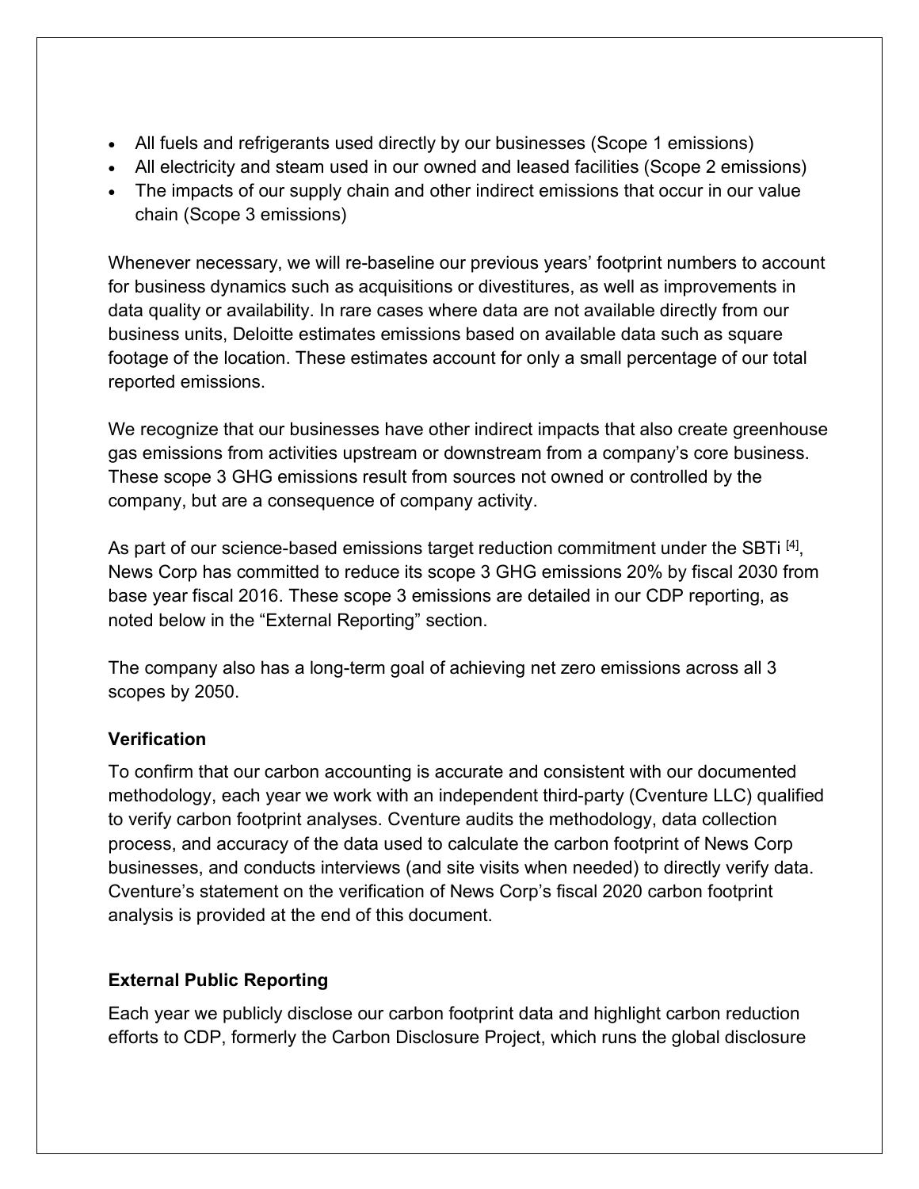- All fuels and refrigerants used directly by our businesses (Scope 1 emissions)
- All electricity and steam used in our owned and leased facilities (Scope 2 emissions)
- The impacts of our supply chain and other indirect emissions that occur in our value chain (Scope 3 emissions)

Whenever necessary, we will re-baseline our previous years' footprint numbers to account for business dynamics such as acquisitions or divestitures, as well as improvements in data quality or availability. In rare cases where data are not available directly from our business units, Deloitte estimates emissions based on available data such as square footage of the location. These estimates account for only a small percentage of our total reported emissions.

We recognize that our businesses have other indirect impacts that also create greenhouse gas emissions from activities upstream or downstream from a company's core business. These scope 3 GHG emissions result from sources not owned or controlled by the company, but are a consequence of company activity.

As part of our science-based emissions target reduction commitment under the SBTi [4], News Corp has committed to reduce its scope 3 GHG emissions 20% by fiscal 2030 from base year fiscal 2016. These scope 3 emissions are detailed in our CDP reporting, as noted below in the "External Reporting" section.

The company also has a long-term goal of achieving net zero emissions across all 3 scopes by 2050.

### Verification

To confirm that our carbon accounting is accurate and consistent with our documented methodology, each year we work with an independent third-party (Cventure LLC) qualified to verify carbon footprint analyses. Cventure audits the methodology, data collection process, and accuracy of the data used to calculate the carbon footprint of News Corp businesses, and conducts interviews (and site visits when needed) to directly verify data. Cventure's statement on the verification of News Corp's fiscal 2020 carbon footprint analysis is provided at the end of this document.

### External Public Reporting

Each year we publicly disclose our carbon footprint data and highlight carbon reduction efforts to CDP, formerly the Carbon Disclosure Project, which runs the global disclosure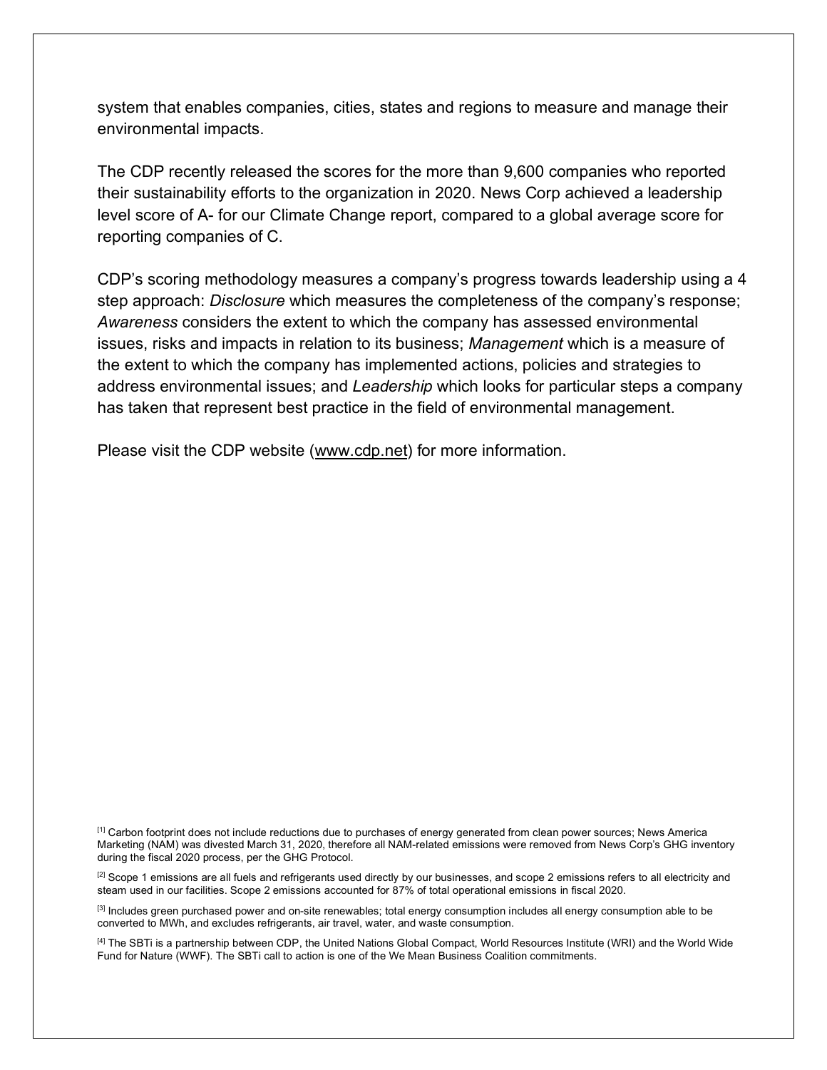system that enables companies, cities, states and regions to measure and manage their environmental impacts.

The CDP recently released the scores for the more than 9,600 companies who reported their sustainability efforts to the organization in 2020. News Corp achieved a leadership level score of A- for our Climate Change report, compared to a global average score for reporting companies of C.

CDP's scoring methodology measures a company's progress towards leadership using a 4 step approach: *Disclosure* which measures the completeness of the company's response; *Awareness* considers the extent to which the company has assessed environmental issues, risks and impacts in relation to its business; *Management* which is a measure of the extent to which the company has implemented actions, policies and strategies to address environmental issues; and *Leadership* which looks for particular steps a company has taken that represent best practice in the field of environmental management.

Please visit the CDP website (www.cdp.net) for more information.

[1] Carbon footprint does not include reductions due to purchases of energy generated from clean power sources; News America Marketing (NAM) was divested March 31, 2020, therefore all NAM-related emissions were removed from News Corp's GHG inventory during the fiscal 2020 process, per the GHG Protocol.

[2] Scope 1 emissions are all fuels and refrigerants used directly by our businesses, and scope 2 emissions refers to all electricity and steam used in our facilities. Scope 2 emissions accounted for 87% of total operational emissions in fiscal 2020.

[3] Includes green purchased power and on-site renewables; total energy consumption includes all energy consumption able to be converted to MWh, and excludes refrigerants, air travel, water, and waste consumption.

[4] The SBTi is a partnership between CDP, the United Nations Global Compact, World Resources Institute (WRI) and the World Wide Fund for Nature (WWF). The SBTi call to action is one of the We Mean Business Coalition commitments.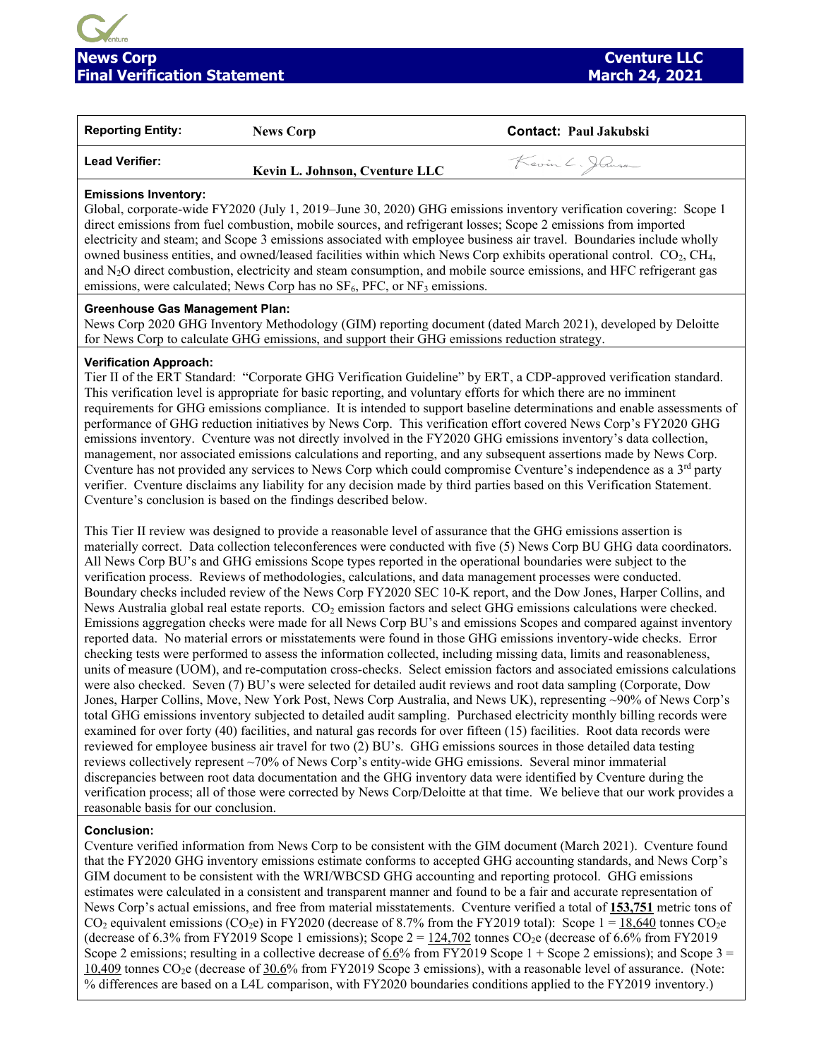**News Corp**
**Final Verification Statement**

**Cventure LLC**
**March 24, 2021**

| | | |
|---|---|---|
| **Reporting Entity:** | **News Corp** | **Contact: Paul Jakubski** |
| **Lead Verifier:** | **Kevin L. Johnson, Cventure LLC** | Kevin L. Johnson |

**Emissions Inventory:**
Global, corporate-wide FY2020 (July 1, 2019–June 30, 2020) GHG emissions inventory verification covering: Scope 1 direct emissions from fuel combustion, mobile sources, and refrigerant losses; Scope 2 emissions from imported electricity and steam; and Scope 3 emissions associated with employee business air travel. Boundaries include wholly owned business entities, and owned/leased facilities within which News Corp exhibits operational control. $CO_2$, $CH_4$, and $N_2O$ direct combustion, electricity and steam consumption, and mobile source emissions, and HFC refrigerant gas emissions, were calculated; News Corp has no $SF_6$, PFC, or $NF_3$ emissions.

**Greenhouse Gas Management Plan:**
News Corp 2020 GHG Inventory Methodology (GIM) reporting document (dated March 2021), developed by Deloitte for News Corp to calculate GHG emissions, and support their GHG emissions reduction strategy.

**Verification Approach:**
Tier II of the ERT Standard: "Corporate GHG Verification Guideline" by ERT, a CDP-approved verification standard. This verification level is appropriate for basic reporting, and voluntary efforts for which there are no imminent requirements for GHG emissions compliance. It is intended to support baseline determinations and enable assessments of performance of GHG reduction initiatives by News Corp. This verification effort covered News Corp's FY2020 GHG emissions inventory. Cventure was not directly involved in the FY2020 GHG emissions inventory's data collection, management, nor associated emissions calculations and reporting, and any subsequent assertions made by News Corp. Cventure has not provided any services to News Corp which could compromise Cventure's independence as a 3rd party verifier. Cventure disclaims any liability for any decision made by third parties based on this Verification Statement. Cventure's conclusion is based on the findings described below.

This Tier II review was designed to provide a reasonable level of assurance that the GHG emissions assertion is materially correct. Data collection teleconferences were conducted with five (5) News Corp BU GHG data coordinators. All News Corp BU's and GHG emissions Scope types reported in the operational boundaries were subject to the verification process. Reviews of methodologies, calculations, and data management processes were conducted. Boundary checks included review of the News Corp FY2020 SEC 10-K report, and the Dow Jones, Harper Collins, and News Australia global real estate reports. $CO_2$ emission factors and select GHG emissions calculations were checked. Emissions aggregation checks were made for all News Corp BU's and emissions Scopes and compared against inventory reported data. No material errors or misstatements were found in those GHG emissions inventory-wide checks. Error checking tests were performed to assess the information collected, including missing data, limits and reasonableness, units of measure (UOM), and re-computation cross-checks. Select emission factors and associated emissions calculations were also checked. Seven (7) BU's were selected for detailed audit reviews and root data sampling (Corporate, Dow Jones, Harper Collins, Move, New York Post, News Corp Australia, and News UK), representing ~90% of News Corp's total GHG emissions inventory subjected to detailed audit sampling. Purchased electricity monthly billing records were examined for over forty (40) facilities, and natural gas records for over fifteen (15) facilities. Root data records were reviewed for employee business air travel for two (2) BU's. GHG emissions sources in those detailed data testing reviews collectively represent ~70% of News Corp's entity-wide GHG emissions. Several minor immaterial discrepancies between root data documentation and the GHG inventory data were identified by Cventure during the verification process; all of those were corrected by News Corp/Deloitte at that time. We believe that our work provides a reasonable basis for our conclusion.

**Conclusion:**
Cventure verified information from News Corp to be consistent with the GIM document (March 2021). Cventure found that the FY2020 GHG inventory emissions estimate conforms to accepted GHG accounting standards, and News Corp's GIM document to be consistent with the WRI/WBCSD GHG accounting and reporting protocol. GHG emissions estimates were calculated in a consistent and transparent manner and found to be a fair and accurate representation of News Corp's actual emissions, and free from material misstatements. Cventure verified a total of **153,751** metric tons of $CO_2$ equivalent emissions ($CO_2e$) in FY2020 (decrease of 8.7% from the FY2019 total): Scope 1 = 18,640 tonnes $CO_2e$ (decrease of 6.3% from FY2019 Scope 1 emissions); Scope 2 = 124,702 tonnes $CO_2e$ (decrease of 6.6% from FY2019 Scope 2 emissions; resulting in a collective decrease of 6.6% from FY2019 Scope 1 + Scope 2 emissions); and Scope 3 = 10,409 tonnes $CO_2e$ (decrease of 30.6% from FY2019 Scope 3 emissions), with a reasonable level of assurance. (Note: % differences are based on a L4L comparison, with FY2020 boundaries conditions applied to the FY2019 inventory.)